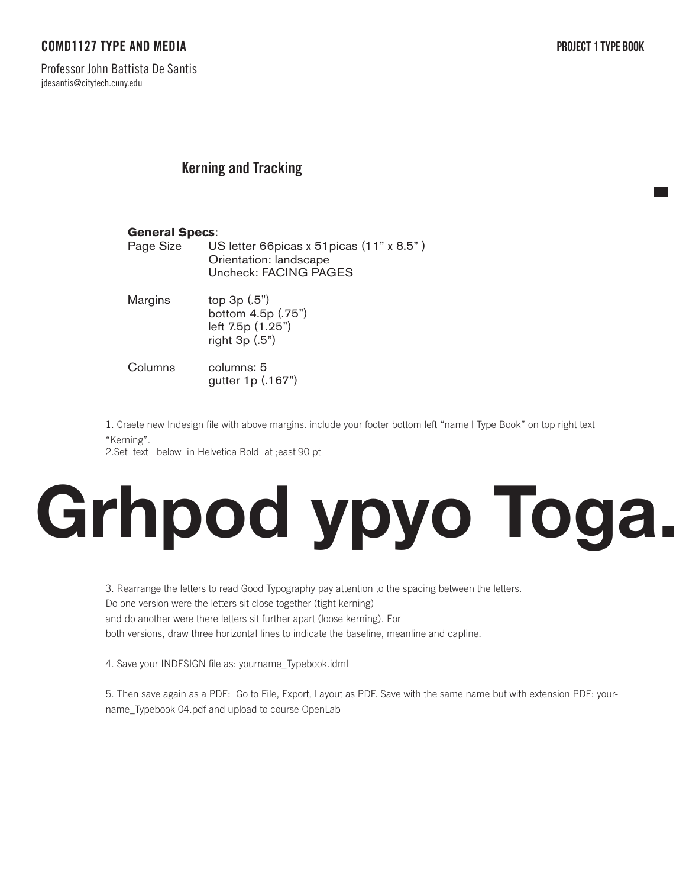**COMD1127 TYPE AND MEDIA**

**PROJECT 1 TYPE BOOK**

Professor John Battista De Santis
jdesantis@citytech.cuny.edu

## Kerning and Tracking

**General Specs**:

| | |
|---|---|
| Page Size | US letter 66picas x 51picas (11" x 8.5" )<br>Orientation: landscape<br>Uncheck: FACING PAGES |
| Margins | top 3p (.5")<br>bottom 4.5p (.75")<br>left 7.5p (1.25")<br>right 3p (.5") |
| Columns | columns: 5<br>gutter 1p (.167") |

1. Craete new Indesign file with above margins. include your footer bottom left "name l Type Book" on top right text "Kerning".
2. Set text below in Helvetica Bold at ;east 90 pt

# Grhpod ypyo Toga.

3. Rearrange the letters to read Good Typography pay attention to the spacing between the letters.
Do one version were the letters sit close together (tight kerning)
and do another were there letters sit further apart (loose kerning). For
both versions, draw three horizontal lines to indicate the baseline, meanline and capline.

4. Save your INDESIGN file as: yourname_Typebook.idml

5. Then save again as a PDF: Go to File, Export, Layout as PDF. Save with the same name but with extension PDF: your-name_Typebook 04.pdf and upload to course OpenLab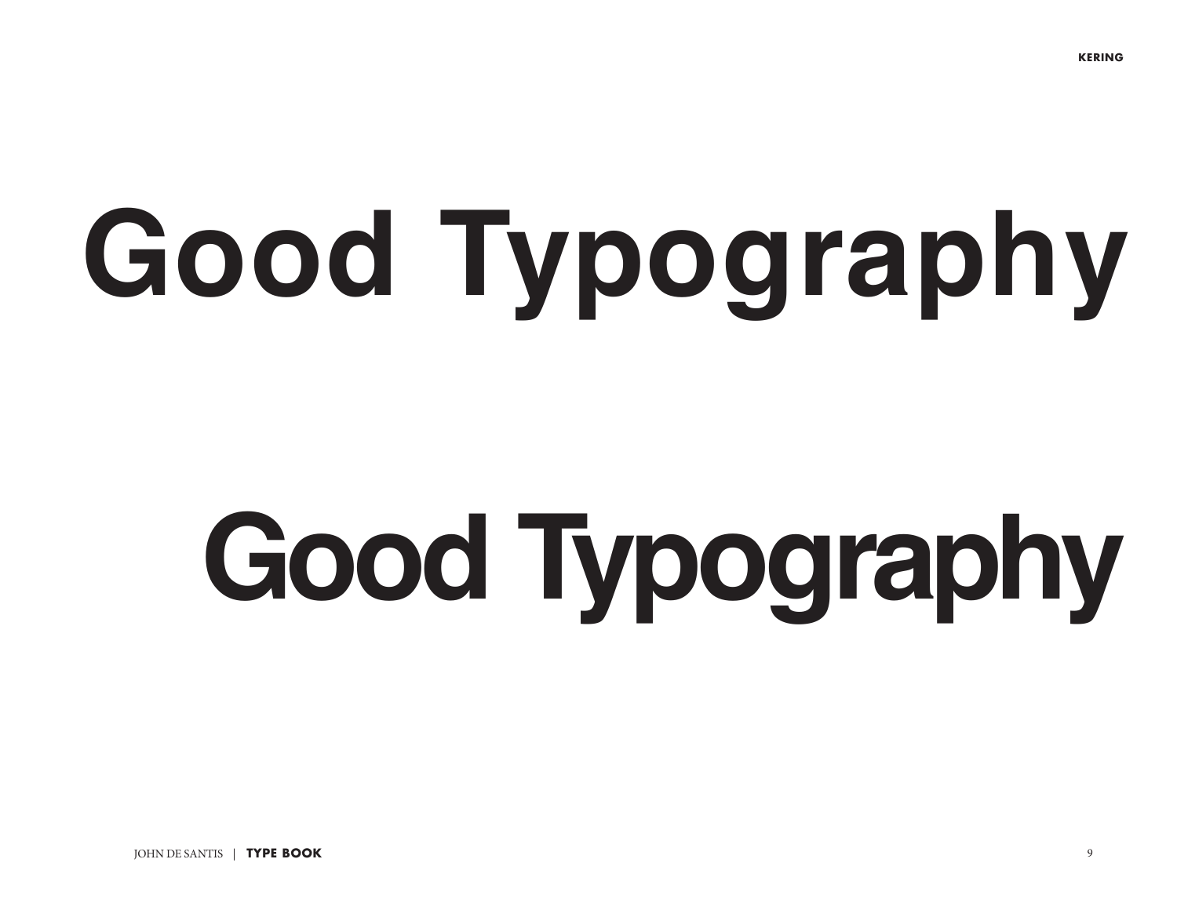Good Typography

Good Typography